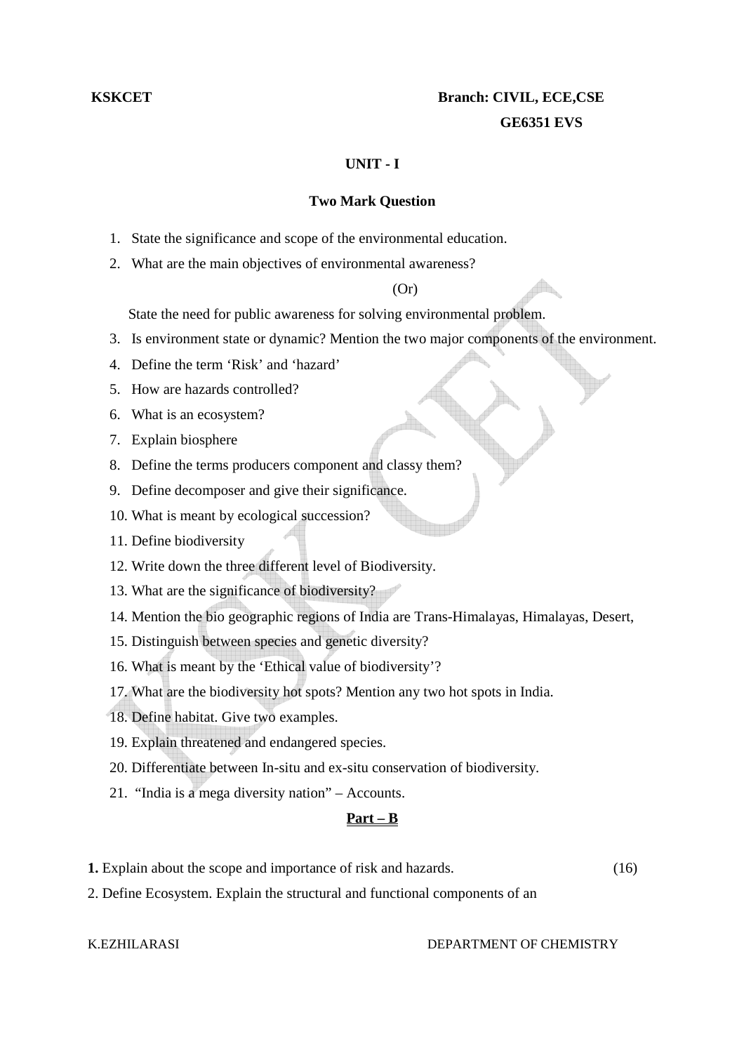**KSKCET** **Branch: CIVIL, ECE,CSE**

**GE6351 EVS**

## UNIT - I

### Two Mark Question

1. State the significance and scope of the environmental education.
2. What are the main objectives of environmental awareness?

   (Or)

   State the need for public awareness for solving environmental problem.
3. Is environment state or dynamic? Mention the two major components of the environment.
4. Define the term 'Risk' and 'hazard'
5. How are hazards controlled?
6. What is an ecosystem?
7. Explain biosphere
8. Define the terms producers component and classy them?
9. Define decomposer and give their significance.
10. What is meant by ecological succession?
11. Define biodiversity
12. Write down the three different level of Biodiversity.
13. What are the significance of biodiversity?
14. Mention the bio geographic regions of India are Trans-Himalayas, Himalayas, Desert,
15. Distinguish between species and genetic diversity?
16. What is meant by the 'Ethical value of biodiversity'?
17. What are the biodiversity hot spots? Mention any two hot spots in India.
18. Define habitat. Give two examples.
19. Explain threatened and endangered species.
20. Differentiate between In-situ and ex-situ conservation of biodiversity.
21. "India is a mega diversity nation" – Accounts.

### Part – B

**1.** Explain about the scope and importance of risk and hazards. (16)

2. Define Ecosystem. Explain the structural and functional components of an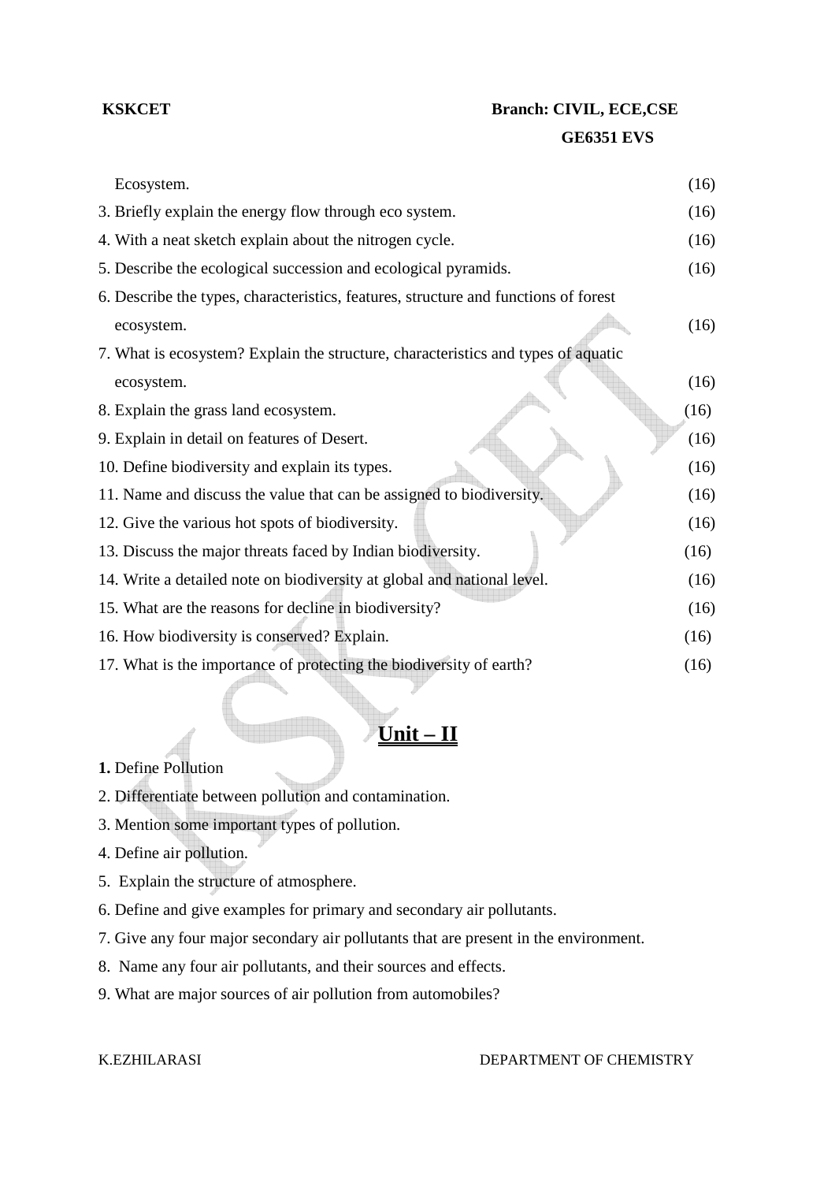Ecosystem. (16)

3. Briefly explain the energy flow through eco system. (16)
4. With a neat sketch explain about the nitrogen cycle. (16)
5. Describe the ecological succession and ecological pyramids. (16)
6. Describe the types, characteristics, features, structure and functions of forest ecosystem. (16)
7. What is ecosystem? Explain the structure, characteristics and types of aquatic ecosystem. (16)
8. Explain the grass land ecosystem. (16)
9. Explain in detail on features of Desert. (16)
10. Define biodiversity and explain its types. (16)
11. Name and discuss the value that can be assigned to biodiversity. (16)
12. Give the various hot spots of biodiversity. (16)
13. Discuss the major threats faced by Indian biodiversity. (16)
14. Write a detailed note on biodiversity at global and national level. (16)
15. What are the reasons for decline in biodiversity? (16)
16. How biodiversity is conserved? Explain. (16)
17. What is the importance of protecting the biodiversity of earth? (16)

# Unit – II

**1.** Define Pollution
2. Differentiate between pollution and contamination.
3. Mention some important types of pollution.
4. Define air pollution.
5. Explain the structure of atmosphere.
6. Define and give examples for primary and secondary air pollutants.
7. Give any four major secondary air pollutants that are present in the environment.
8. Name any four air pollutants, and their sources and effects.
9. What are major sources of air pollution from automobiles?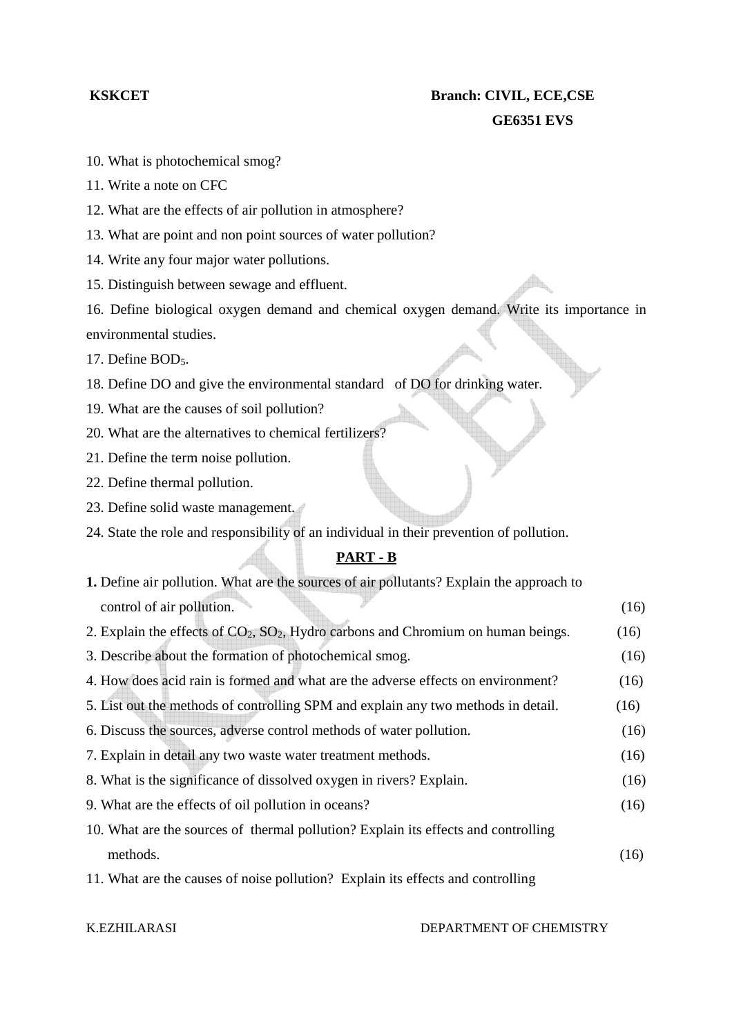10. What is photochemical smog?

11. Write a note on CFC

12. What are the effects of air pollution in atmosphere?

13. What are point and non point sources of water pollution?

14. Write any four major water pollutions.

15. Distinguish between sewage and effluent.

16. Define biological oxygen demand and chemical oxygen demand. Write its importance in environmental studies.

17. Define $BOD_5$.

18. Define DO and give the environmental standard of DO for drinking water.

19. What are the causes of soil pollution?

20. What are the alternatives to chemical fertilizers?

21. Define the term noise pollution.

22. Define thermal pollution.

23. Define solid waste management.

24. State the role and responsibility of an individual in their prevention of pollution.

## PART - B

**1.** Define air pollution. What are the sources of air pollutants? Explain the approach to control of air pollution. (16)

2. Explain the effects of $CO_2$, $SO_2$, Hydro carbons and Chromium on human beings. (16)

3. Describe about the formation of photochemical smog. (16)

4. How does acid rain is formed and what are the adverse effects on environment? (16)

5. List out the methods of controlling SPM and explain any two methods in detail. (16)

6. Discuss the sources, adverse control methods of water pollution. (16)

7. Explain in detail any two waste water treatment methods. (16)

8. What is the significance of dissolved oxygen in rivers? Explain. (16)

9. What are the effects of oil pollution in oceans? (16)

10. What are the sources of thermal pollution? Explain its effects and controlling methods. (16)

11. What are the causes of noise pollution? Explain its effects and controlling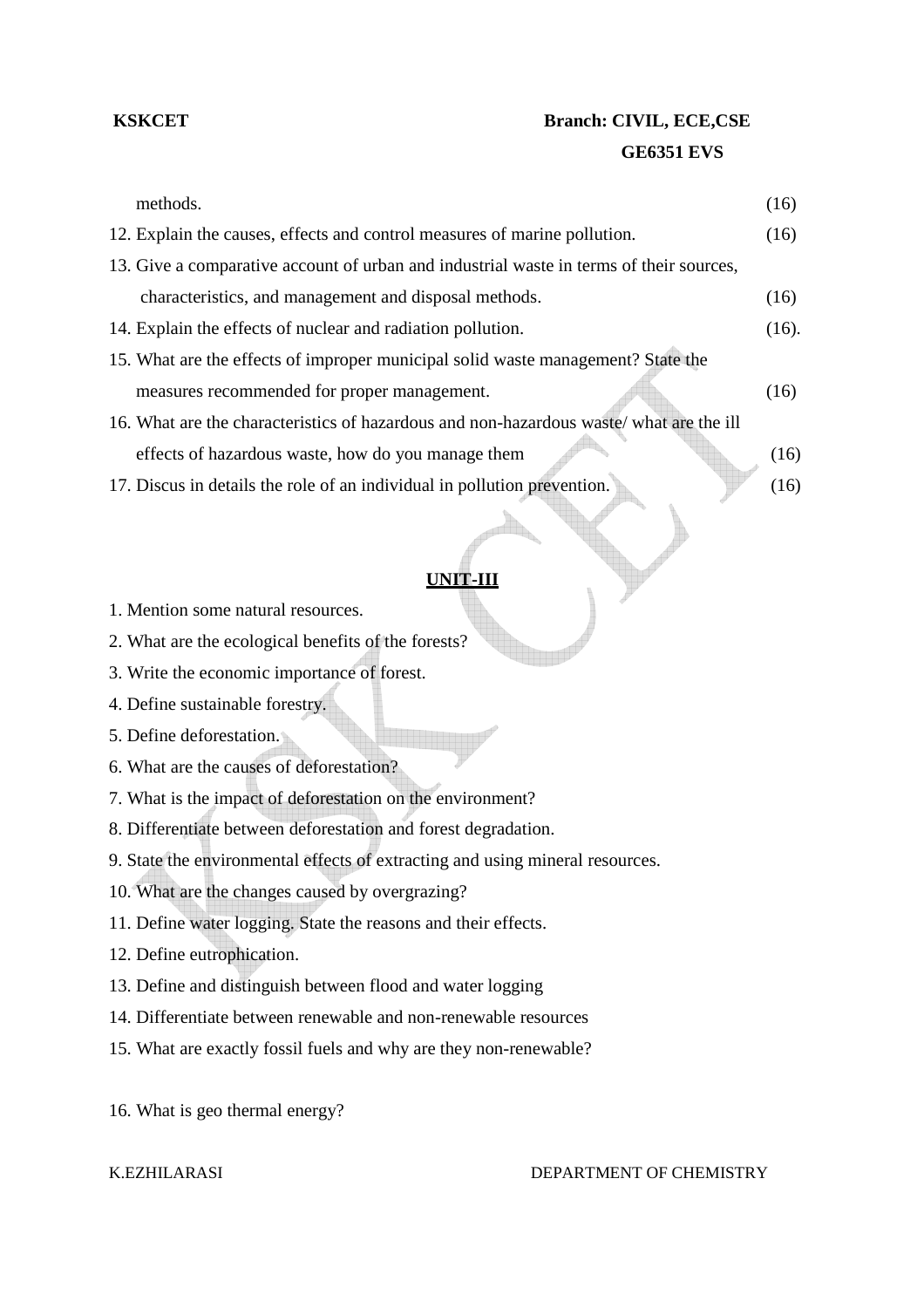methods. (16)

12. Explain the causes, effects and control measures of marine pollution. (16)

13. Give a comparative account of urban and industrial waste in terms of their sources, characteristics, and management and disposal methods. (16)

14. Explain the effects of nuclear and radiation pollution. (16).

15. What are the effects of improper municipal solid waste management? State the measures recommended for proper management. (16)

16. What are the characteristics of hazardous and non-hazardous waste/ what are the ill effects of hazardous waste, how do you manage them (16)

17. Discus in details the role of an individual in pollution prevention. (16)

## UNIT-III

1. Mention some natural resources.
2. What are the ecological benefits of the forests?
3. Write the economic importance of forest.
4. Define sustainable forestry.
5. Define deforestation.
6. What are the causes of deforestation?
7. What is the impact of deforestation on the environment?
8. Differentiate between deforestation and forest degradation.
9. State the environmental effects of extracting and using mineral resources.
10. What are the changes caused by overgrazing?
11. Define water logging. State the reasons and their effects.
12. Define eutrophication.
13. Define and distinguish between flood and water logging
14. Differentiate between renewable and non-renewable resources
15. What are exactly fossil fuels and why are they non-renewable?
16. What is geo thermal energy?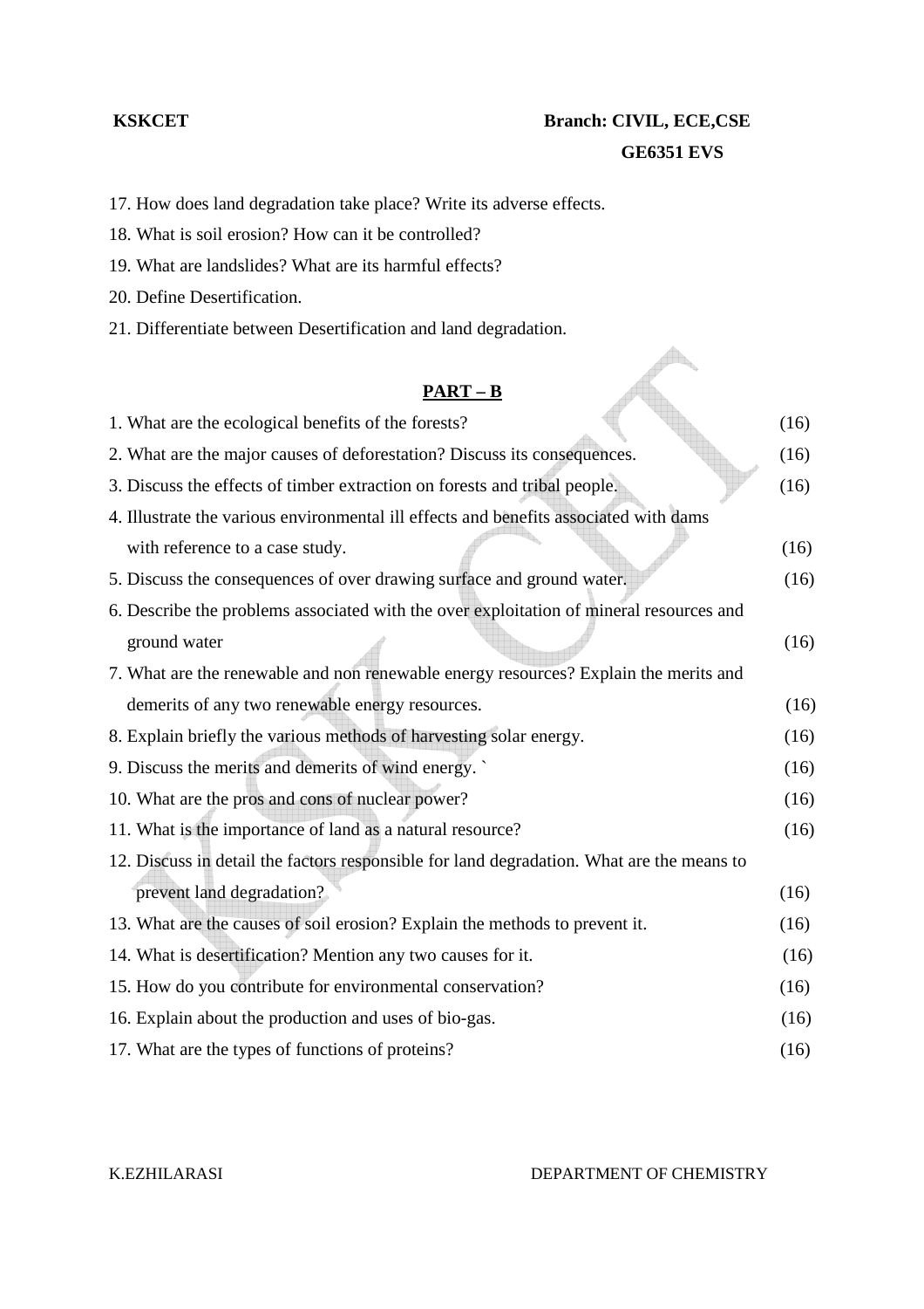17. How does land degradation take place? Write its adverse effects.
18. What is soil erosion? How can it be controlled?
19. What are landslides? What are its harmful effects?
20. Define Desertification.
21. Differentiate between Desertification and land degradation.

## PART – B

1. What are the ecological benefits of the forests? (16)
2. What are the major causes of deforestation? Discuss its consequences. (16)
3. Discuss the effects of timber extraction on forests and tribal people. (16)
4. Illustrate the various environmental ill effects and benefits associated with dams with reference to a case study. (16)
5. Discuss the consequences of over drawing surface and ground water. (16)
6. Describe the problems associated with the over exploitation of mineral resources and ground water (16)
7. What are the renewable and non renewable energy resources? Explain the merits and demerits of any two renewable energy resources. (16)
8. Explain briefly the various methods of harvesting solar energy. (16)
9. Discuss the merits and demerits of wind energy. ` (16)
10. What are the pros and cons of nuclear power? (16)
11. What is the importance of land as a natural resource? (16)
12. Discuss in detail the factors responsible for land degradation. What are the means to prevent land degradation? (16)
13. What are the causes of soil erosion? Explain the methods to prevent it. (16)
14. What is desertification? Mention any two causes for it. (16)
15. How do you contribute for environmental conservation? (16)
16. Explain about the production and uses of bio-gas. (16)
17. What are the types of functions of proteins? (16)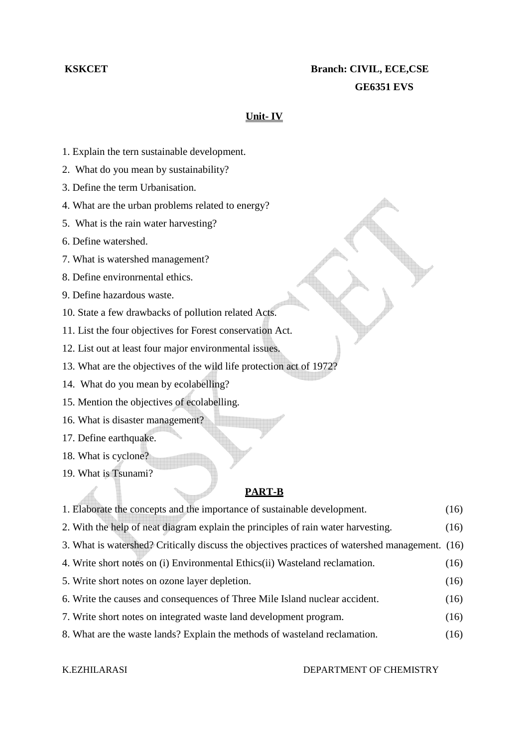**KSKCET** **Branch: CIVIL, ECE,CSE**

**GE6351 EVS**

## Unit- IV

1. Explain the tern sustainable development.
2. What do you mean by sustainability?
3. Define the term Urbanisation.
4. What are the urban problems related to energy?
5. What is the rain water harvesting?
6. Define watershed.
7. What is watershed management?
8. Define environrnental ethics.
9. Define hazardous waste.
10. State a few drawbacks of pollution related Acts.
11. List the four objectives for Forest conservation Act.
12. List out at least four major environmental issues.
13. What are the objectives of the wild life protection act of 1972?
14. What do you mean by ecolabelling?
15. Mention the objectives of ecolabelling.
16. What is disaster management?
17. Define earthquake.
18. What is cyclone?
19. What is Tsunami?

## PART-B

1. Elaborate the concepts and the importance of sustainable development. (16)
2. With the help of neat diagram explain the principles of rain water harvesting. (16)
3. What is watershed? Critically discuss the objectives practices of watershed management. (16)
4. Write short notes on (i) Environmental Ethics(ii) Wasteland reclamation. (16)
5. Write short notes on ozone layer depletion. (16)
6. Write the causes and consequences of Three Mile Island nuclear accident. (16)
7. Write short notes on integrated waste land development program. (16)
8. What are the waste lands? Explain the methods of wasteland reclamation. (16)

K.EZHILARASI DEPARTMENT OF CHEMISTRY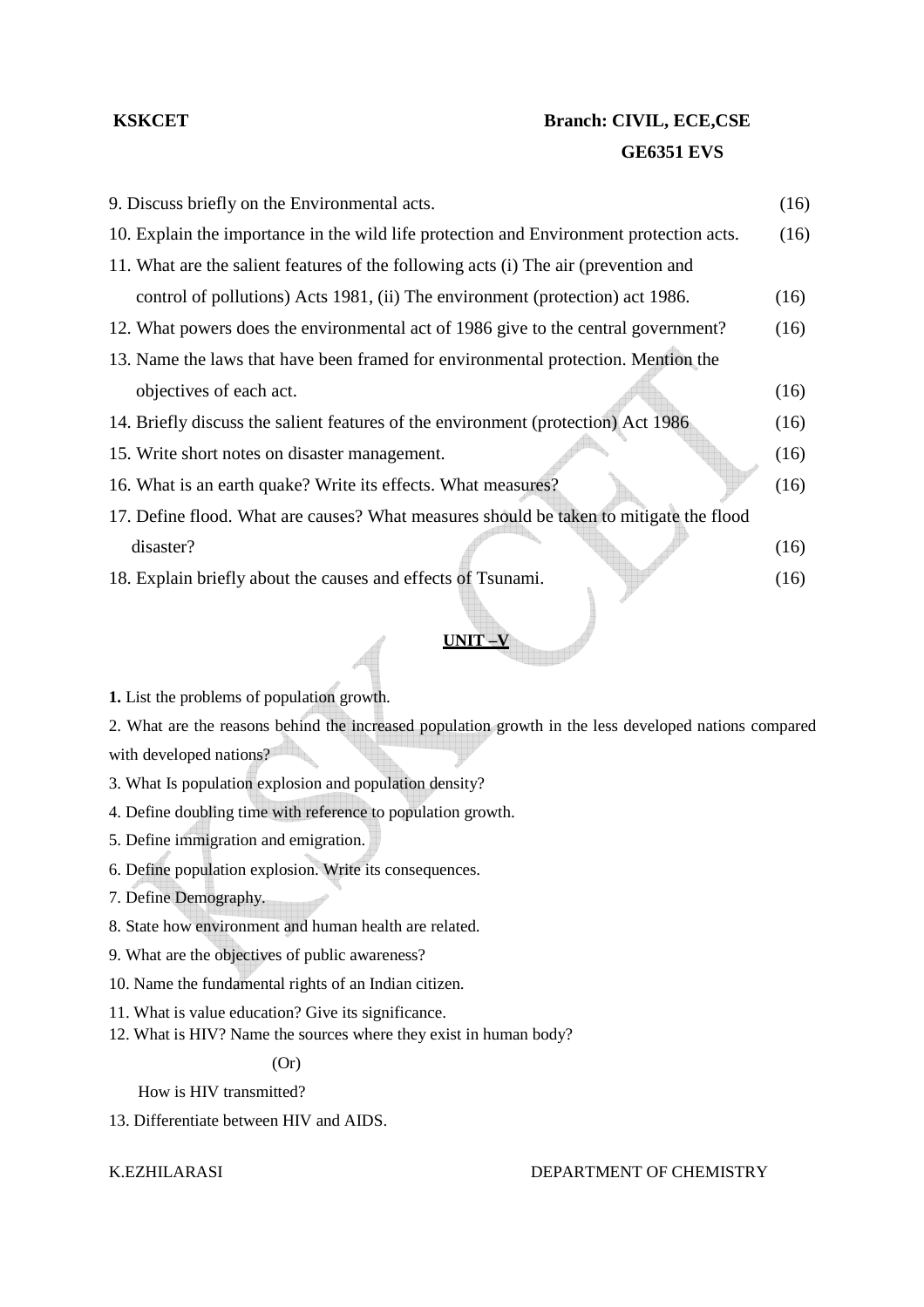9. Discuss briefly on the Environmental acts. (16)

10. Explain the importance in the wild life protection and Environment protection acts. (16)

11. What are the salient features of the following acts (i) The air (prevention and control of pollutions) Acts 1981, (ii) The environment (protection) act 1986. (16)

12. What powers does the environmental act of 1986 give to the central government? (16)

13. Name the laws that have been framed for environmental protection. Mention the objectives of each act. (16)

14. Briefly discuss the salient features of the environment (protection) Act 1986 (16)

15. Write short notes on disaster management. (16)

16. What is an earth quake? Write its effects. What measures? (16)

17. Define flood. What are causes? What measures should be taken to mitigate the flood disaster? (16)

18. Explain briefly about the causes and effects of Tsunami. (16)

## UNIT –V

**1.** List the problems of population growth.

2. What are the reasons behind the increased population growth in the less developed nations compared with developed nations?

3. What Is population explosion and population density?

4. Define doubling time with reference to population growth.

5. Define immigration and emigration.

6. Define population explosion. Write its consequences.

7. Define Demography.

8. State how environment and human health are related.

9. What are the objectives of public awareness?

10. Name the fundamental rights of an Indian citizen.

11. What is value education? Give its significance.

12. What is HIV? Name the sources where they exist in human body?

(Or)

How is HIV transmitted?

13. Differentiate between HIV and AIDS.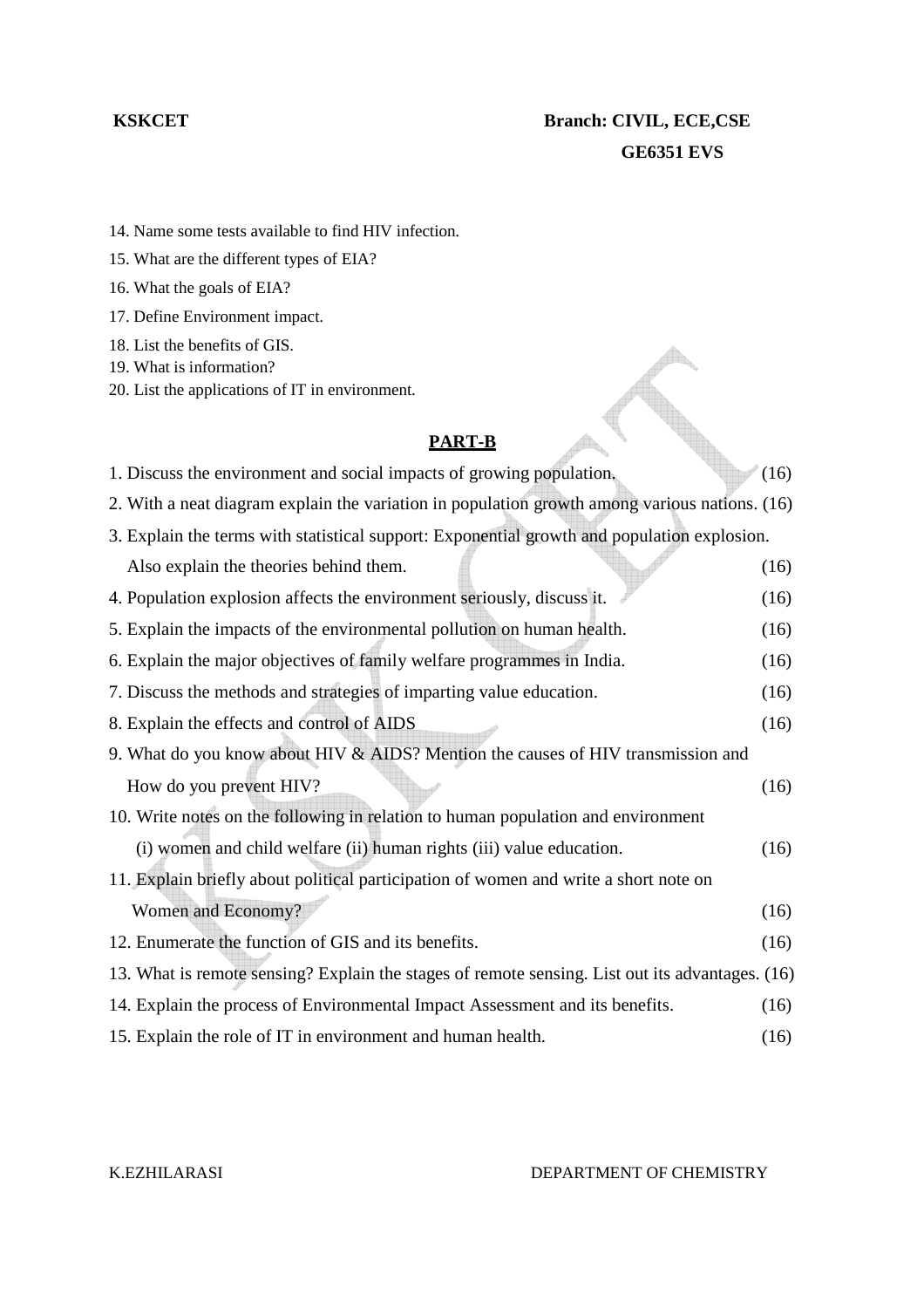14. Name some tests available to find HIV infection.
15. What are the different types of EIA?
16. What the goals of EIA?
17. Define Environment impact.
18. List the benefits of GIS.
19. What is information?
20. List the applications of IT in environment.

## PART-B

1. Discuss the environment and social impacts of growing population. (16)
2. With a neat diagram explain the variation in population growth among various nations. (16)
3. Explain the terms with statistical support: Exponential growth and population explosion. Also explain the theories behind them. (16)
4. Population explosion affects the environment seriously, discuss it. (16)
5. Explain the impacts of the environmental pollution on human health. (16)
6. Explain the major objectives of family welfare programmes in India. (16)
7. Discuss the methods and strategies of imparting value education. (16)
8. Explain the effects and control of AIDS (16)
9. What do you know about HIV & AIDS? Mention the causes of HIV transmission and How do you prevent HIV? (16)
10. Write notes on the following in relation to human population and environment (i) women and child welfare (ii) human rights (iii) value education. (16)
11. Explain briefly about political participation of women and write a short note on Women and Economy? (16)
12. Enumerate the function of GIS and its benefits. (16)
13. What is remote sensing? Explain the stages of remote sensing. List out its advantages. (16)
14. Explain the process of Environmental Impact Assessment and its benefits. (16)
15. Explain the role of IT in environment and human health. (16)